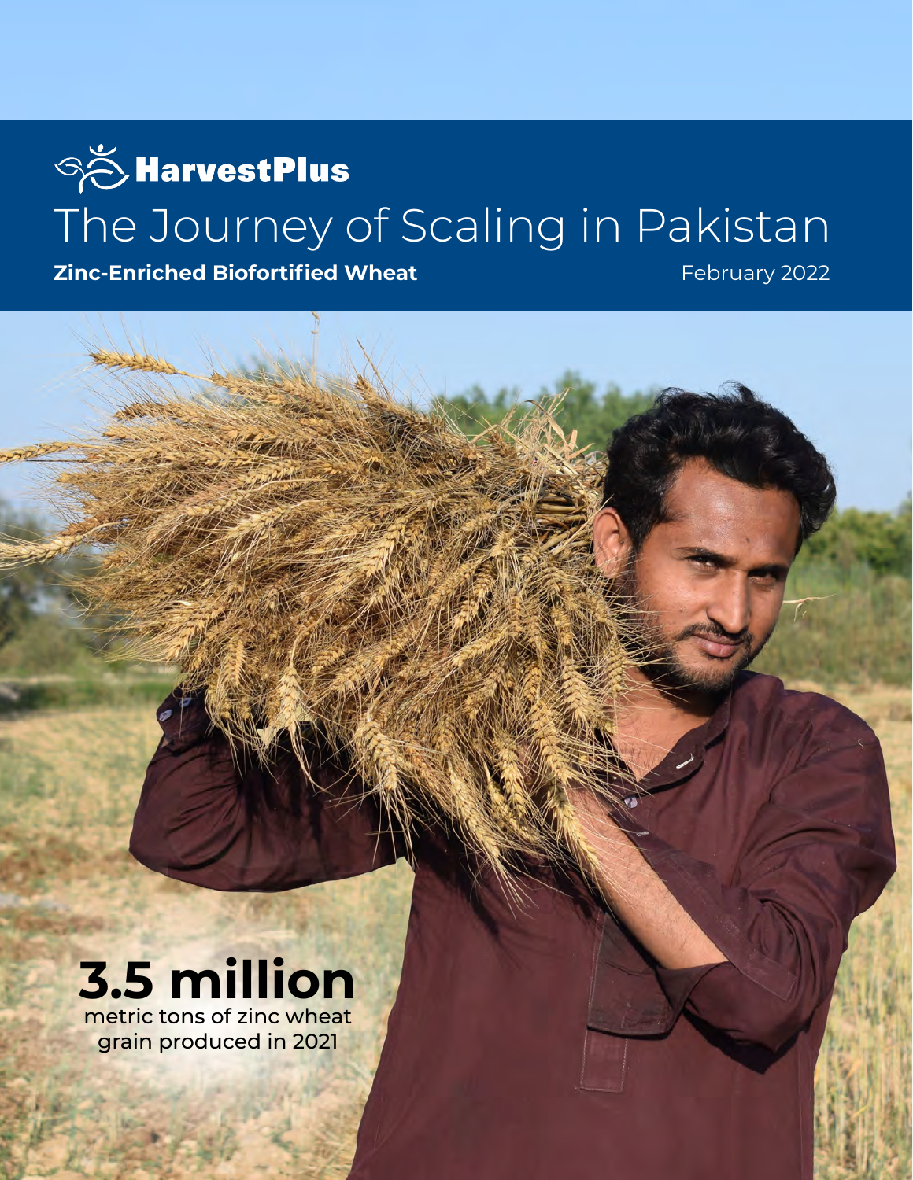HarvestPlus

# The Journey of Scaling in Pakistan

**Zinc-Enriched Biofortified Wheat**

February 2022

**3.5 million**
metric tons of zinc wheat grain produced in 2021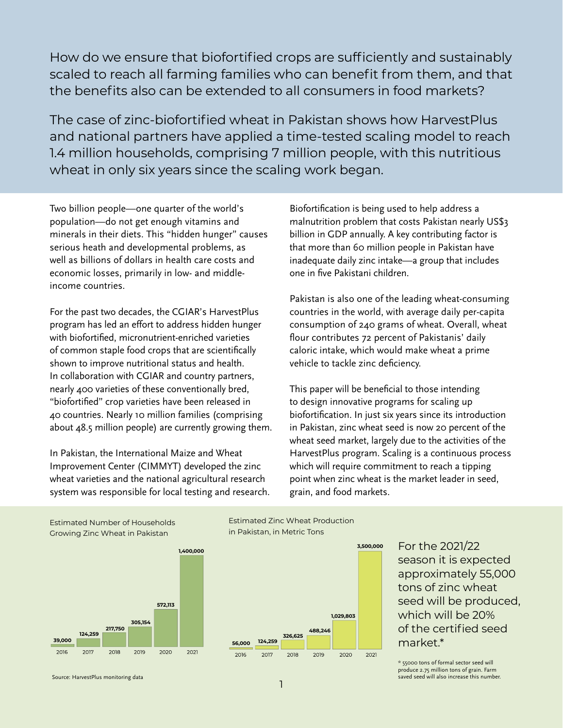How do we ensure that biofortified crops are sufficiently and sustainably scaled to reach all farming families who can benefit from them, and that the benefits also can be extended to all consumers in food markets?

The case of zinc-biofortified wheat in Pakistan shows how HarvestPlus and national partners have applied a time-tested scaling model to reach 1.4 million households, comprising 7 million people, with this nutritious wheat in only six years since the scaling work began.

Two billion people—one quarter of the world's population—do not get enough vitamins and minerals in their diets. This "hidden hunger" causes serious heath and developmental problems, as well as billions of dollars in health care costs and economic losses, primarily in low- and middle-income countries.

For the past two decades, the CGIAR's HarvestPlus program has led an effort to address hidden hunger with biofortified, micronutrient-enriched varieties of common staple food crops that are scientifically shown to improve nutritional status and health. In collaboration with CGIAR and country partners, nearly 400 varieties of these conventionally bred, "biofortified" crop varieties have been released in 40 countries. Nearly 10 million families (comprising about 48.5 million people) are currently growing them.

In Pakistan, the International Maize and Wheat Improvement Center (CIMMYT) developed the zinc wheat varieties and the national agricultural research system was responsible for local testing and research.

Biofortification is being used to help address a malnutrition problem that costs Pakistan nearly US$3 billion in GDP annually. A key contributing factor is that more than 60 million people in Pakistan have inadequate daily zinc intake—a group that includes one in five Pakistani children.

Pakistan is also one of the leading wheat-consuming countries in the world, with average daily per-capita consumption of 240 grams of wheat. Overall, wheat flour contributes 72 percent of Pakistanis' daily caloric intake, which would make wheat a prime vehicle to tackle zinc deficiency.

This paper will be beneficial to those intending to design innovative programs for scaling up biofortification. In just six years since its introduction in Pakistan, zinc wheat seed is now 20 percent of the wheat seed market, largely due to the activities of the HarvestPlus program. Scaling is a continuous process which will require commitment to reach a tipping point when zinc wheat is the market leader in seed, grain, and food markets.

Estimated Number of Households Growing Zinc Wheat in Pakistan

| Year | Households |
|---|---|
| 2016 | 39,000 |
| 2017 | 124,259 |
| 2018 | 217,750 |
| 2019 | 305,154 |
| 2020 | 572,113 |
| 2021 | 1,400,000 |

Estimated Zinc Wheat Production in Pakistan, in Metric Tons

| Year | Metric Tons |
|---|---|
| 2016 | 56,000 |
| 2017 | 124,259 |
| 2018 | 326,625 |
| 2019 | 488,246 |
| 2020 | 1,029,803 |
| 2021 | 3,500,000 |

Source: HarvestPlus monitoring data

For the 2021/22 season it is expected approximately 55,000 tons of zinc wheat seed will be produced, which will be 20% of the certified seed market.*

* 55000 tons of formal sector seed will produce 2.75 million tons of grain. Farm saved seed will also increase this number.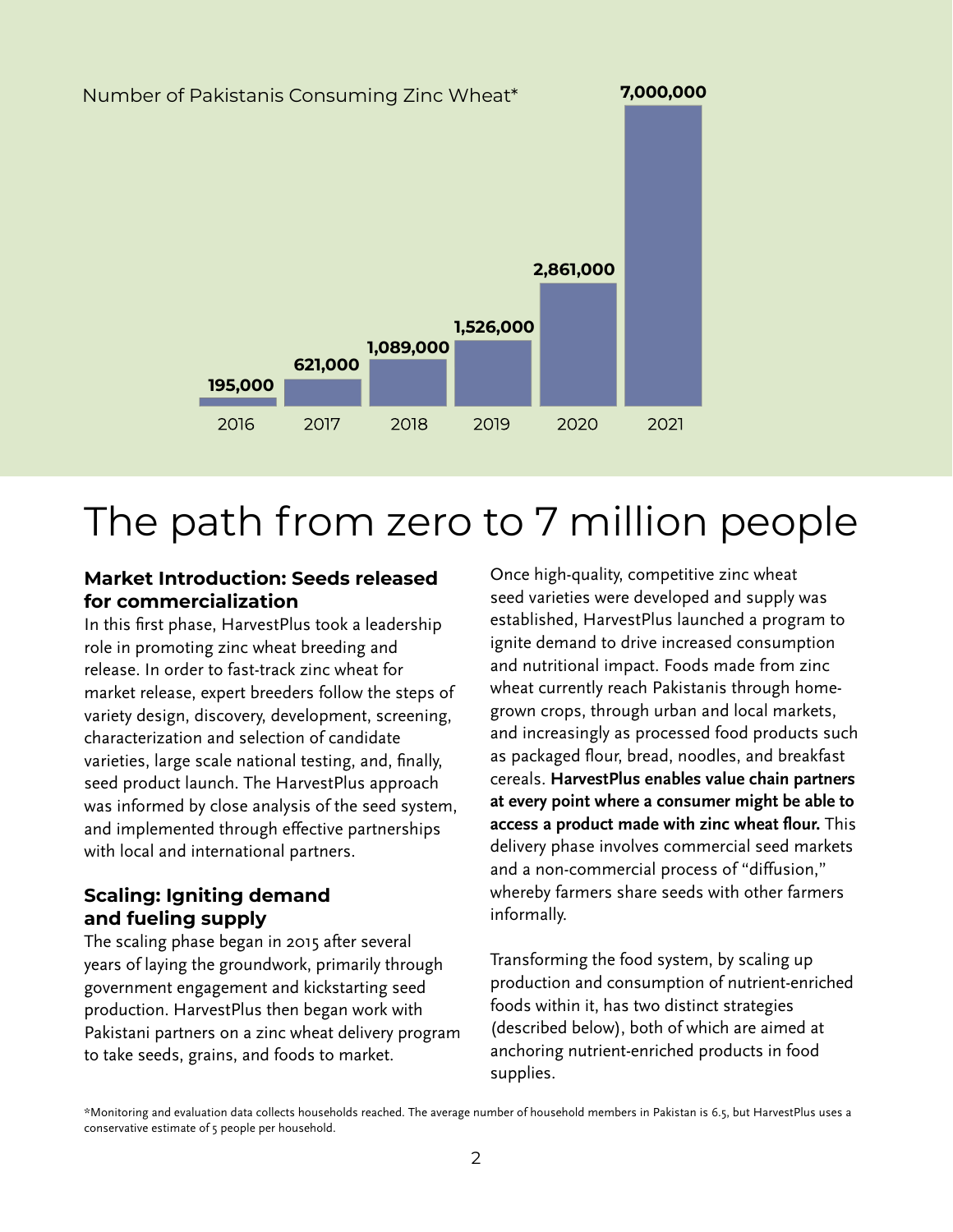Number of Pakistanis Consuming Zinc Wheat*

| Year | Number |
| --- | --- |
| 2016 | 195,000 |
| 2017 | 621,000 |
| 2018 | 1,089,000 |
| 2019 | 1,526,000 |
| 2020 | 2,861,000 |
| 2021 | 7,000,000 |

# The path from zero to 7 million people

### Market Introduction: Seeds released for commercialization

In this first phase, HarvestPlus took a leadership role in promoting zinc wheat breeding and release. In order to fast-track zinc wheat for market release, expert breeders follow the steps of variety design, discovery, development, screening, characterization and selection of candidate varieties, large scale national testing, and, finally, seed product launch. The HarvestPlus approach was informed by close analysis of the seed system, and implemented through effective partnerships with local and international partners.

### Scaling: Igniting demand and fueling supply

The scaling phase began in 2015 after several years of laying the groundwork, primarily through government engagement and kickstarting seed production. HarvestPlus then began work with Pakistani partners on a zinc wheat delivery program to take seeds, grains, and foods to market.

Once high-quality, competitive zinc wheat seed varieties were developed and supply was established, HarvestPlus launched a program to ignite demand to drive increased consumption and nutritional impact. Foods made from zinc wheat currently reach Pakistanis through home-grown crops, through urban and local markets, and increasingly as processed food products such as packaged flour, bread, noodles, and breakfast cereals. **HarvestPlus enables value chain partners at every point where a consumer might be able to access a product made with zinc wheat flour.** This delivery phase involves commercial seed markets and a non-commercial process of "diffusion," whereby farmers share seeds with other farmers informally.

Transforming the food system, by scaling up production and consumption of nutrient-enriched foods within it, has two distinct strategies (described below), both of which are aimed at anchoring nutrient-enriched products in food supplies.

*Monitoring and evaluation data collects households reached. The average number of household members in Pakistan is 6.5, but HarvestPlus uses a conservative estimate of 5 people per household.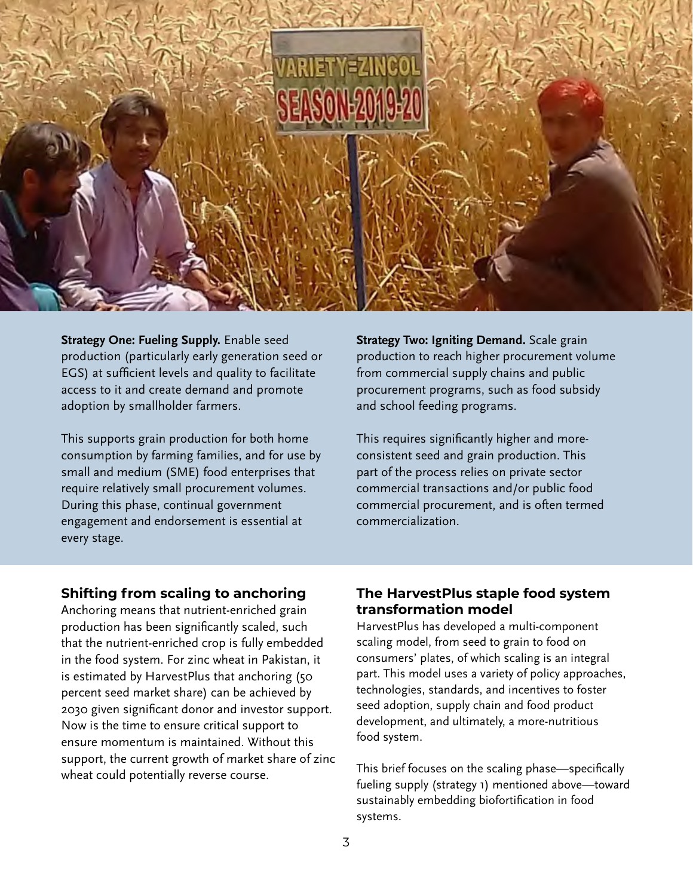**Strategy One: Fueling Supply.** Enable seed production (particularly early generation seed or EGS) at sufficient levels and quality to facilitate access to it and create demand and promote adoption by smallholder farmers.

This supports grain production for both home consumption by farming families, and for use by small and medium (SME) food enterprises that require relatively small procurement volumes. During this phase, continual government engagement and endorsement is essential at every stage.

**Strategy Two: Igniting Demand.** Scale grain production to reach higher procurement volume from commercial supply chains and public procurement programs, such as food subsidy and school feeding programs.

This requires significantly higher and more-consistent seed and grain production. This part of the process relies on private sector commercial transactions and/or public food commercial procurement, and is often termed commercialization.

## Shifting from scaling to anchoring

Anchoring means that nutrient-enriched grain production has been significantly scaled, such that the nutrient-enriched crop is fully embedded in the food system. For zinc wheat in Pakistan, it is estimated by HarvestPlus that anchoring (50 percent seed market share) can be achieved by 2030 given significant donor and investor support. Now is the time to ensure critical support to ensure momentum is maintained. Without this support, the current growth of market share of zinc wheat could potentially reverse course.

## The HarvestPlus staple food system transformation model

HarvestPlus has developed a multi-component scaling model, from seed to grain to food on consumers' plates, of which scaling is an integral part. This model uses a variety of policy approaches, technologies, standards, and incentives to foster seed adoption, supply chain and food product development, and ultimately, a more-nutritious food system.

This brief focuses on the scaling phase—specifically fueling supply (strategy 1) mentioned above—toward sustainably embedding biofortification in food systems.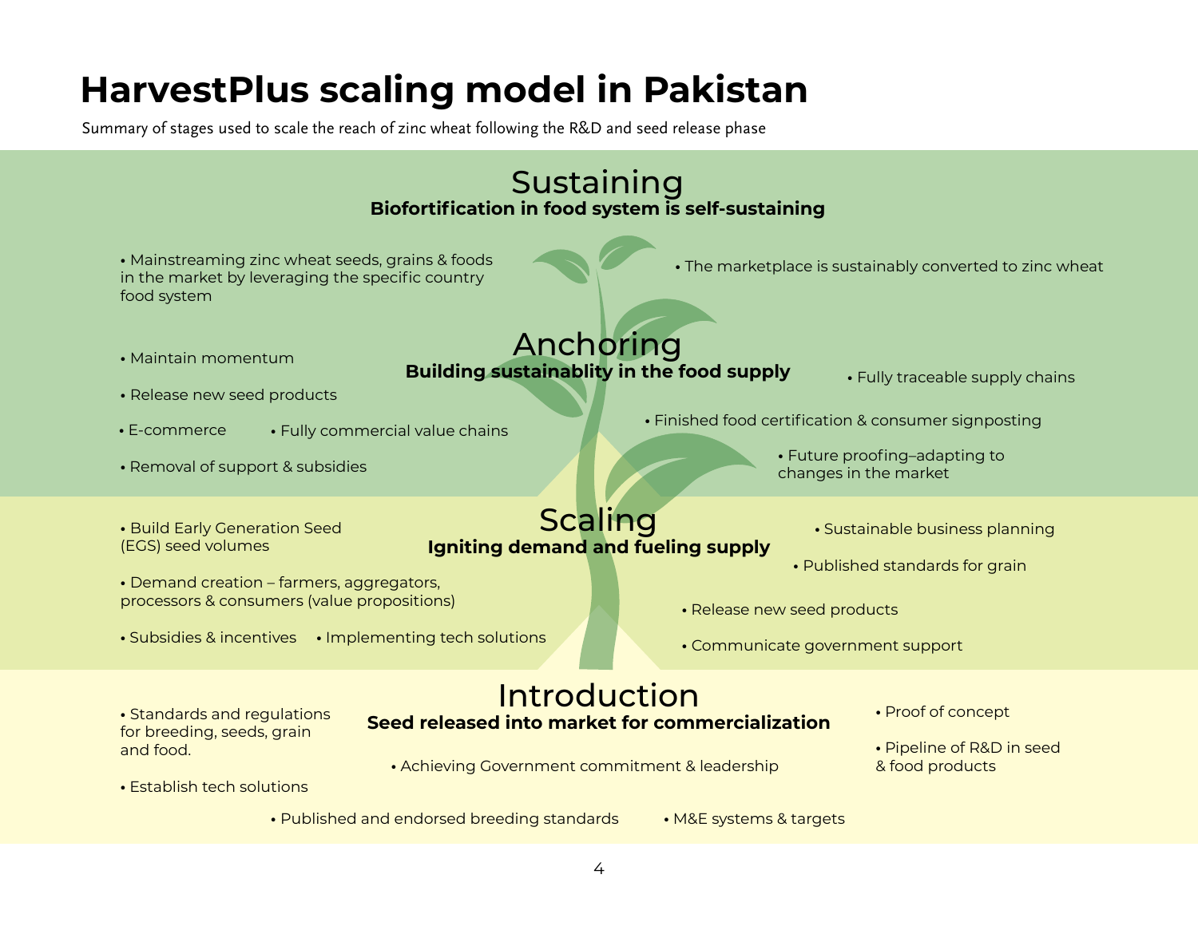# HarvestPlus scaling model in Pakistan

Summary of stages used to scale the reach of zinc wheat following the R&D and seed release phase

## Sustaining

**Biofortification in food system is self-sustaining**

- Mainstreaming zinc wheat seeds, grains & foods in the market by leveraging the specific country food system
- The marketplace is sustainably converted to zinc wheat

## Anchoring

**Building sustainablity in the food supply**

- Maintain momentum
- Release new seed products
- E-commerce
- Fully commercial value chains
- Removal of support & subsidies
- Fully traceable supply chains
- Finished food certification & consumer signposting
- Future proofing–adapting to changes in the market

## Scaling

**Igniting demand and fueling supply**

- Build Early Generation Seed (EGS) seed volumes
- Demand creation – farmers, aggregators, processors & consumers (value propositions)
- Subsidies & incentives
- Implementing tech solutions
- Sustainable business planning
- Published standards for grain
- Release new seed products
- Communicate government support

## Introduction

**Seed released into market for commercialization**

- Standards and regulations for breeding, seeds, grain and food.
- Establish tech solutions
- Achieving Government commitment & leadership
- Published and endorsed breeding standards
- M&E systems & targets
- Proof of concept
- Pipeline of R&D in seed & food products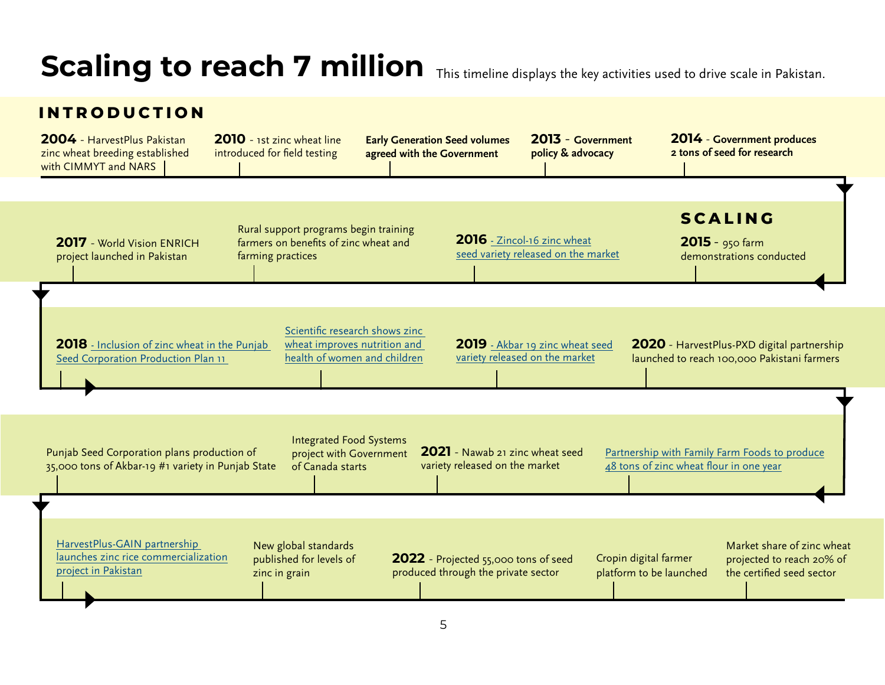# Scaling to reach 7 million

This timeline displays the key activities used to drive scale in Pakistan.

## INTRODUCTION

- **2004** - HarvestPlus Pakistan zinc wheat breeding established with CIMMYT and NARS
- **2010** - 1st zinc wheat line introduced for field testing
- **Early Generation Seed volumes agreed with the Government**
- **2013** - **Government policy & advocacy**
- **2014** - **Government produces 2 tons of seed for research**

## SCALING

- **2015** - 950 farm demonstrations conducted
- **2016** - Zincol-16 zinc wheat seed variety released on the market
- Rural support programs begin training farmers on benefits of zinc wheat and farming practices
- **2017** - World Vision ENRICH project launched in Pakistan
- **2018** - Inclusion of zinc wheat in the Punjab Seed Corporation Production Plan 11
- Scientific research shows zinc wheat improves nutrition and health of women and children
- **2019** - Akbar 19 zinc wheat seed variety released on the market
- **2020** - HarvestPlus-PXD digital partnership launched to reach 100,000 Pakistani farmers
- Partnership with Family Farm Foods to produce 48 tons of zinc wheat flour in one year
- **2021** - Nawab 21 zinc wheat seed variety released on the market
- Integrated Food Systems project with Government of Canada starts
- Punjab Seed Corporation plans production of 35,000 tons of Akbar-19 #1 variety in Punjab State
- HarvestPlus-GAIN partnership launches zinc rice commercialization project in Pakistan
- New global standards published for levels of zinc in grain
- **2022** - Projected 55,000 tons of seed produced through the private sector
- Cropin digital farmer platform to be launched
- Market share of zinc wheat projected to reach 20% of the certified seed sector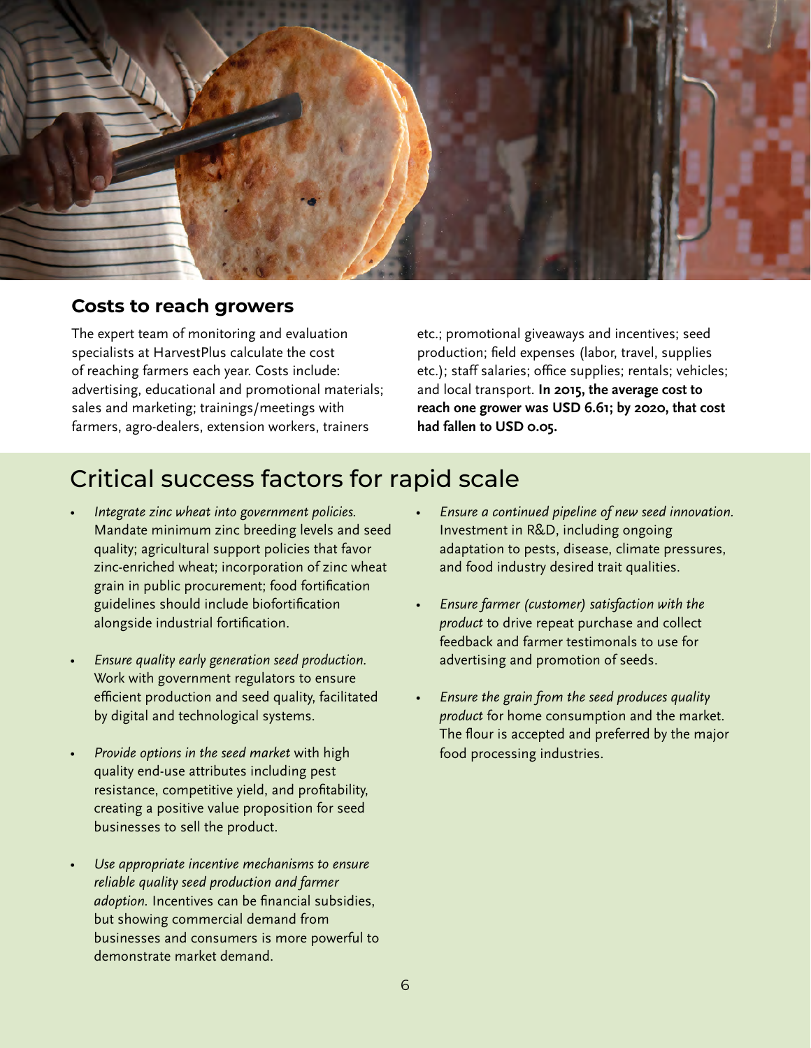### Costs to reach growers

The expert team of monitoring and evaluation specialists at HarvestPlus calculate the cost of reaching farmers each year. Costs include: advertising, educational and promotional materials; sales and marketing; trainings/meetings with farmers, agro-dealers, extension workers, trainers etc.; promotional giveaways and incentives; seed production; field expenses (labor, travel, supplies etc.); staff salaries; office supplies; rentals; vehicles; and local transport. **In 2015, the average cost to reach one grower was USD 6.61; by 2020, that cost had fallen to USD 0.05.**

## Critical success factors for rapid scale

- *Integrate zinc wheat into government policies.* Mandate minimum zinc breeding levels and seed quality; agricultural support policies that favor zinc-enriched wheat; incorporation of zinc wheat grain in public procurement; food fortification guidelines should include biofortification alongside industrial fortification.
- *Ensure quality early generation seed production.* Work with government regulators to ensure efficient production and seed quality, facilitated by digital and technological systems.
- *Provide options in the seed market* with high quality end-use attributes including pest resistance, competitive yield, and profitability, creating a positive value proposition for seed businesses to sell the product.
- *Use appropriate incentive mechanisms to ensure reliable quality seed production and farmer adoption.* Incentives can be financial subsidies, but showing commercial demand from businesses and consumers is more powerful to demonstrate market demand.
- *Ensure a continued pipeline of new seed innovation.* Investment in R&D, including ongoing adaptation to pests, disease, climate pressures, and food industry desired trait qualities.
- *Ensure farmer (customer) satisfaction with the product* to drive repeat purchase and collect feedback and farmer testimonals to use for advertising and promotion of seeds.
- *Ensure the grain from the seed produces quality product* for home consumption and the market. The flour is accepted and preferred by the major food processing industries.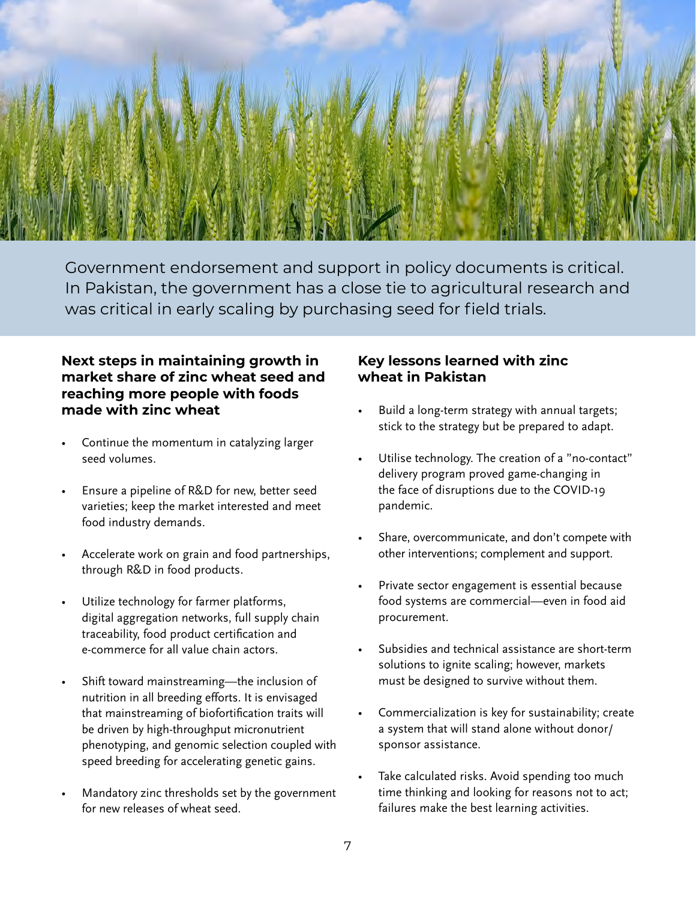Government endorsement and support in policy documents is critical. In Pakistan, the government has a close tie to agricultural research and was critical in early scaling by purchasing seed for field trials.

### Next steps in maintaining growth in market share of zinc wheat seed and reaching more people with foods made with zinc wheat

- Continue the momentum in catalyzing larger seed volumes.
- Ensure a pipeline of R&D for new, better seed varieties; keep the market interested and meet food industry demands.
- Accelerate work on grain and food partnerships, through R&D in food products.
- Utilize technology for farmer platforms, digital aggregation networks, full supply chain traceability, food product certification and e-commerce for all value chain actors.
- Shift toward mainstreaming—the inclusion of nutrition in all breeding efforts. It is envisaged that mainstreaming of biofortification traits will be driven by high-throughput micronutrient phenotyping, and genomic selection coupled with speed breeding for accelerating genetic gains.
- Mandatory zinc thresholds set by the government for new releases of wheat seed.

### Key lessons learned with zinc wheat in Pakistan

- Build a long-term strategy with annual targets; stick to the strategy but be prepared to adapt.
- Utilise technology. The creation of a "no-contact" delivery program proved game-changing in the face of disruptions due to the COVID-19 pandemic.
- Share, overcommunicate, and don't compete with other interventions; complement and support.
- Private sector engagement is essential because food systems are commercial—even in food aid procurement.
- Subsidies and technical assistance are short-term solutions to ignite scaling; however, markets must be designed to survive without them.
- Commercialization is key for sustainability; create a system that will stand alone without donor/sponsor assistance.
- Take calculated risks. Avoid spending too much time thinking and looking for reasons not to act; failures make the best learning activities.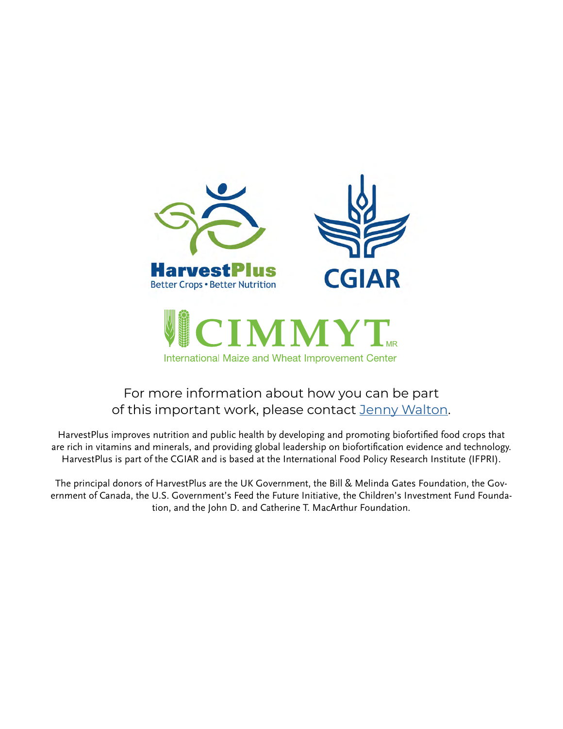HarvestPlus

Better Crops • Better Nutrition

CGIAR

CIMMYT

International Maize and Wheat Improvement Center

For more information about how you can be part of this important work, please contact Jenny Walton.

HarvestPlus improves nutrition and public health by developing and promoting biofortified food crops that are rich in vitamins and minerals, and providing global leadership on biofortification evidence and technology. HarvestPlus is part of the CGIAR and is based at the International Food Policy Research Institute (IFPRI).

The principal donors of HarvestPlus are the UK Government, the Bill & Melinda Gates Foundation, the Government of Canada, the U.S. Government's Feed the Future Initiative, the Children's Investment Fund Foundation, and the John D. and Catherine T. MacArthur Foundation.